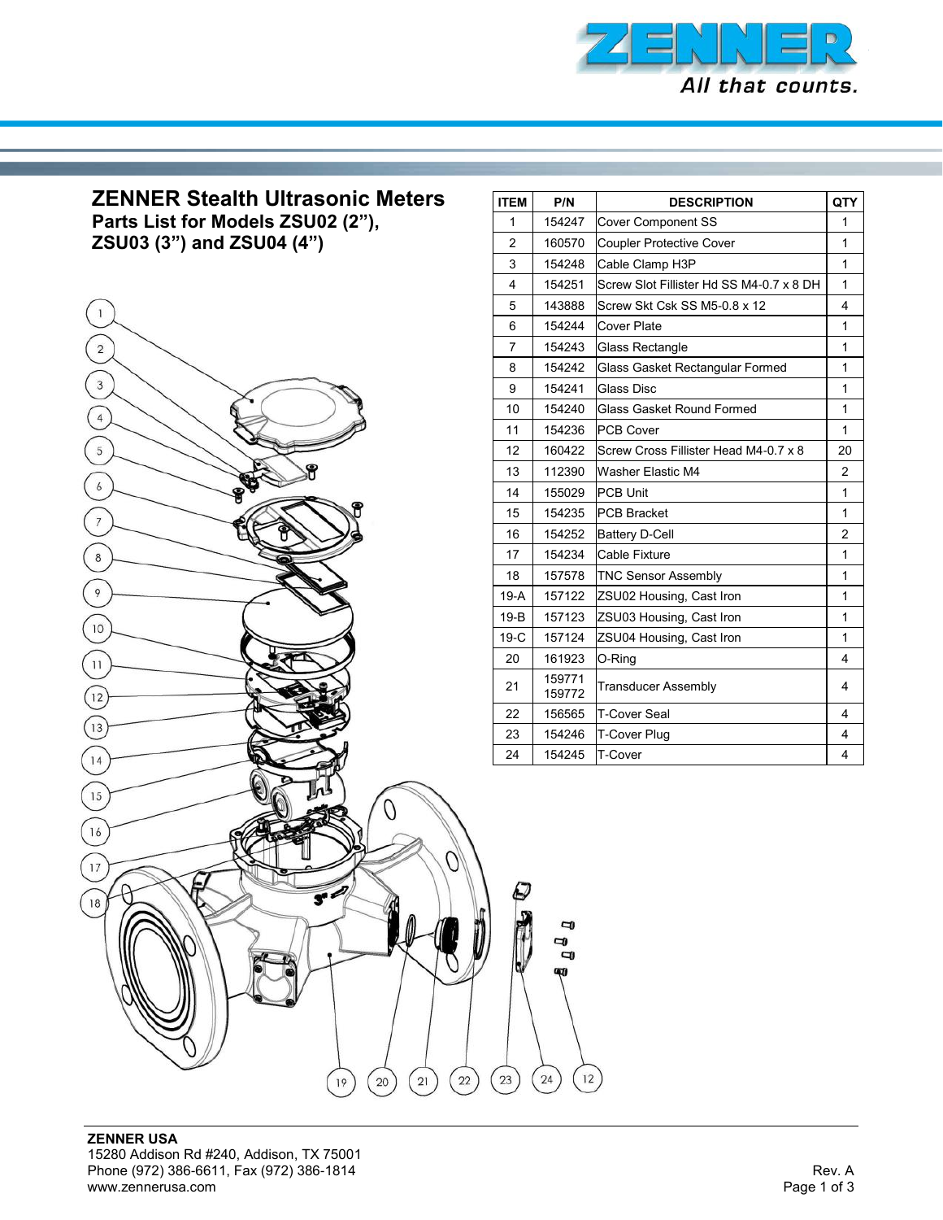# ZENNER Stealth Ultrasonic Meters

## Parts List for Models ZSU02 (2"), ZSU03 (3") and ZSU04 (4")

| ITEM | P/N | DESCRIPTION | QTY |
|---|---|---|---|
| 1 | 154247 | Cover Component SS | 1 |
| 2 | 160570 | Coupler Protective Cover | 1 |
| 3 | 154248 | Cable Clamp H3P | 1 |
| 4 | 154251 | Screw Slot Fillister Hd SS M4-0.7 x 8 DH | 1 |
| 5 | 143888 | Screw Skt Csk SS M5-0.8 x 12 | 4 |
| 6 | 154244 | Cover Plate | 1 |
| 7 | 154243 | Glass Rectangle | 1 |
| 8 | 154242 | Glass Gasket Rectangular Formed | 1 |
| 9 | 154241 | Glass Disc | 1 |
| 10 | 154240 | Glass Gasket Round Formed | 1 |
| 11 | 154236 | PCB Cover | 1 |
| 12 | 160422 | Screw Cross Fillister Head M4-0.7 x 8 | 20 |
| 13 | 112390 | Washer Elastic M4 | 2 |
| 14 | 155029 | PCB Unit | 1 |
| 15 | 154235 | PCB Bracket | 1 |
| 16 | 154252 | Battery D-Cell | 2 |
| 17 | 154234 | Cable Fixture | 1 |
| 18 | 157578 | TNC Sensor Assembly | 1 |
| 19-A | 157122 | ZSU02 Housing, Cast Iron | 1 |
| 19-B | 157123 | ZSU03 Housing, Cast Iron | 1 |
| 19-C | 157124 | ZSU04 Housing, Cast Iron | 1 |
| 20 | 161923 | O-Ring | 4 |
| 21 | 159771<br>159772 | Transducer Assembly | 4 |
| 22 | 156565 | T-Cover Seal | 4 |
| 23 | 154246 | T-Cover Plug | 4 |
| 24 | 154245 | T-Cover | 4 |

**ZENNER USA**
15280 Addison Rd #240, Addison, TX 75001
Phone (972) 386-6611, Fax (972) 386-1814
www.zennerusa.com

Rev. A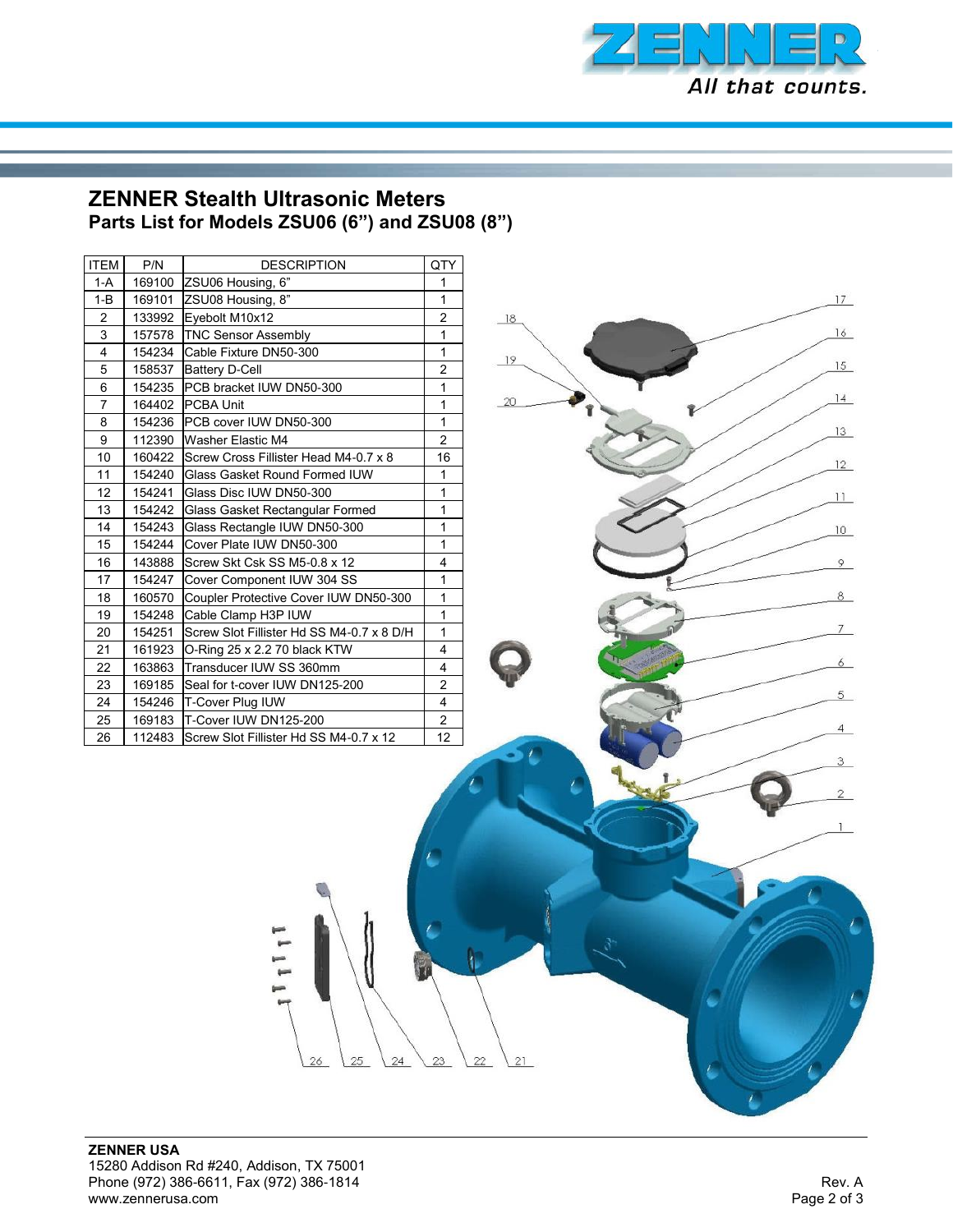# ZENNER Stealth Ultrasonic Meters

## Parts List for Models ZSU06 (6") and ZSU08 (8")

| ITEM | P/N | DESCRIPTION | QTY |
|---|---|---|---|
| 1-A | 169100 | ZSU06 Housing, 6" | 1 |
| 1-B | 169101 | ZSU08 Housing, 8" | 1 |
| 2 | 133992 | Eyebolt M10x12 | 2 |
| 3 | 157578 | TNC Sensor Assembly | 1 |
| 4 | 154234 | Cable Fixture DN50-300 | 1 |
| 5 | 158537 | Battery D-Cell | 2 |
| 6 | 154235 | PCB bracket IUW DN50-300 | 1 |
| 7 | 164402 | PCBA Unit | 1 |
| 8 | 154236 | PCB cover IUW DN50-300 | 1 |
| 9 | 112390 | Washer Elastic M4 | 2 |
| 10 | 160422 | Screw Cross Fillister Head M4-0.7 x 8 | 16 |
| 11 | 154240 | Glass Gasket Round Formed IUW | 1 |
| 12 | 154241 | Glass Disc IUW DN50-300 | 1 |
| 13 | 154242 | Glass Gasket Rectangular Formed | 1 |
| 14 | 154243 | Glass Rectangle IUW DN50-300 | 1 |
| 15 | 154244 | Cover Plate IUW DN50-300 | 1 |
| 16 | 143888 | Screw Skt Csk SS M5-0.8 x 12 | 4 |
| 17 | 154247 | Cover Component IUW 304 SS | 1 |
| 18 | 160570 | Coupler Protective Cover IUW DN50-300 | 1 |
| 19 | 154248 | Cable Clamp H3P IUW | 1 |
| 20 | 154251 | Screw Slot Fillister Hd SS M4-0.7 x 8 D/H | 1 |
| 21 | 161923 | O-Ring 25 x 2.2 70 black KTW | 4 |
| 22 | 163863 | Transducer IUW SS 360mm | 4 |
| 23 | 169185 | Seal for t-cover IUW DN125-200 | 2 |
| 24 | 154246 | T-Cover Plug IUW | 4 |
| 25 | 169183 | T-Cover IUW DN125-200 | 2 |
| 26 | 112483 | Screw Slot Fillister Hd SS M4-0.7 x 12 | 12 |

**ZENNER USA**
15280 Addison Rd #240, Addison, TX 75001
Phone (972) 386-6611, Fax (972) 386-1814
www.zennerusa.com

Rev. A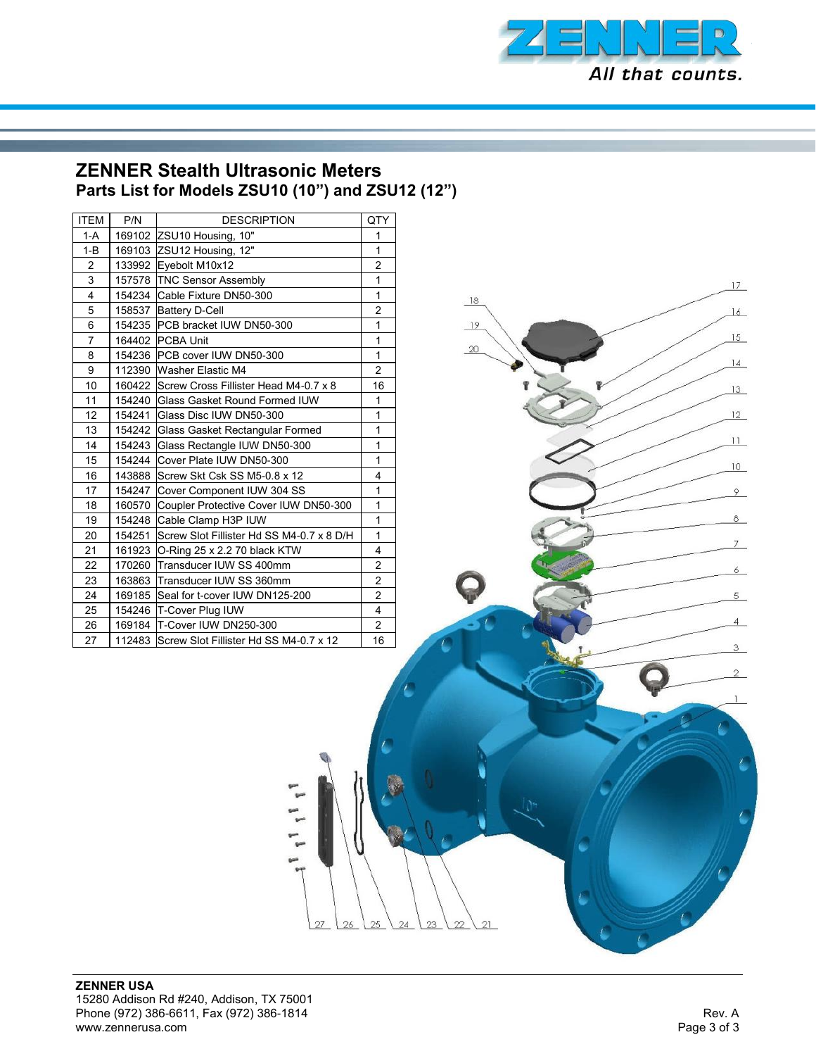# ZENNER Stealth Ultrasonic Meters

## Parts List for Models ZSU10 (10”) and ZSU12 (12”)

| ITEM | P/N | DESCRIPTION | QTY |
|---|---|---|---|
| 1-A | 169102 | ZSU10 Housing, 10" | 1 |
| 1-B | 169103 | ZSU12 Housing, 12" | 1 |
| 2 | 133992 | Eyebolt M10x12 | 2 |
| 3 | 157578 | TNC Sensor Assembly | 1 |
| 4 | 154234 | Cable Fixture DN50-300 | 1 |
| 5 | 158537 | Battery D-Cell | 2 |
| 6 | 154235 | PCB bracket IUW DN50-300 | 1 |
| 7 | 164402 | PCBA Unit | 1 |
| 8 | 154236 | PCB cover IUW DN50-300 | 1 |
| 9 | 112390 | Washer Elastic M4 | 2 |
| 10 | 160422 | Screw Cross Fillister Head M4-0.7 x 8 | 16 |
| 11 | 154240 | Glass Gasket Round Formed IUW | 1 |
| 12 | 154241 | Glass Disc IUW DN50-300 | 1 |
| 13 | 154242 | Glass Gasket Rectangular Formed | 1 |
| 14 | 154243 | Glass Rectangle IUW DN50-300 | 1 |
| 15 | 154244 | Cover Plate IUW DN50-300 | 1 |
| 16 | 143888 | Screw Skt Csk SS M5-0.8 x 12 | 4 |
| 17 | 154247 | Cover Component IUW 304 SS | 1 |
| 18 | 160570 | Coupler Protective Cover IUW DN50-300 | 1 |
| 19 | 154248 | Cable Clamp H3P IUW | 1 |
| 20 | 154251 | Screw Slot Fillister Hd SS M4-0.7 x 8 D/H | 1 |
| 21 | 161923 | O-Ring 25 x 2.2 70 black KTW | 4 |
| 22 | 170260 | Transducer IUW SS 400mm | 2 |
| 23 | 163863 | Transducer IUW SS 360mm | 2 |
| 24 | 169185 | Seal for t-cover IUW DN125-200 | 2 |
| 25 | 154246 | T-Cover Plug IUW | 4 |
| 26 | 169184 | T-Cover IUW DN250-300 | 2 |
| 27 | 112483 | Screw Slot Fillister Hd SS M4-0.7 x 12 | 16 |

**ZENNER USA**
15280 Addison Rd #240, Addison, TX 75001
Phone (972) 386-6611, Fax (972) 386-1814
www.zennerusa.com

Rev. A